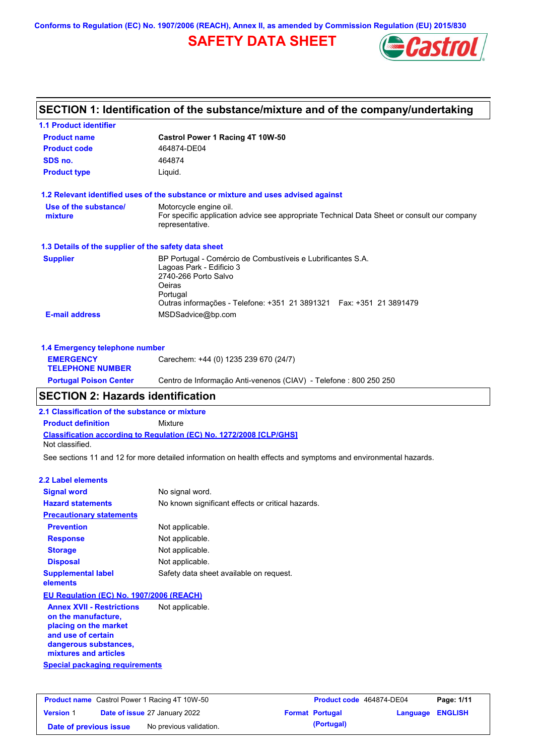Conforms to Regulation (EC) No. 1907/2006 (REACH), Annex II, as amended by Commission Regulation (EU) 2015/830

# SAFETY DATA SHEET

## SECTION 1: Identification of the substance/mixture and of the company/undertaking

### 1.1 Product identifier

| | |
|---|---|
| **Product name** | **Castrol Power 1 Racing 4T 10W-50** |
| **Product code** | 464874-DE04 |
| **SDS no.** | 464874 |
| **Product type** | Liquid. |

### 1.2 Relevant identified uses of the substance or mixture and uses advised against

| | |
|---|---|
| **Use of the substance/ mixture** | Motorcycle engine oil.<br>For specific application advice see appropriate Technical Data Sheet or consult our company representative. |

### 1.3 Details of the supplier of the safety data sheet

| | |
|---|---|
| **Supplier** | BP Portugal - Comércio de Combustíveis e Lubrificantes S.A.<br>Lagoas Park - Edificio 3<br>2740-266 Porto Salvo<br>Oeiras<br>Portugal<br>Outras informações - Telefone: +351 21 3891321 Fax: +351 21 3891479 |
| **E-mail address** | MSDSadvice@bp.com |

### 1.4 Emergency telephone number

| | |
|---|---|
| **EMERGENCY TELEPHONE NUMBER** | Carechem: +44 (0) 1235 239 670 (24/7) |
| **Portugal Poison Center** | Centro de Informação Anti-venenos (CIAV) - Telefone : 800 250 250 |

## SECTION 2: Hazards identification

### 2.1 Classification of the substance or mixture

**Product definition** Mixture

**Classification according to Regulation (EC) No. 1272/2008 [CLP/GHS]**

Not classified.

See sections 11 and 12 for more detailed information on health effects and symptoms and environmental hazards.

### 2.2 Label elements

| | |
|---|---|
| **Signal word** | No signal word. |
| **Hazard statements** | No known significant effects or critical hazards. |
| **Precautionary statements** | |
| **Prevention** | Not applicable. |
| **Response** | Not applicable. |
| **Storage** | Not applicable. |
| **Disposal** | Not applicable. |
| **Supplemental label elements** | Safety data sheet available on request. |

**EU Regulation (EC) No. 1907/2006 (REACH)**

| | |
|---|---|
| **Annex XVII - Restrictions on the manufacture, placing on the market and use of certain dangerous substances, mixtures and articles** | Not applicable. |

**Special packaging requirements**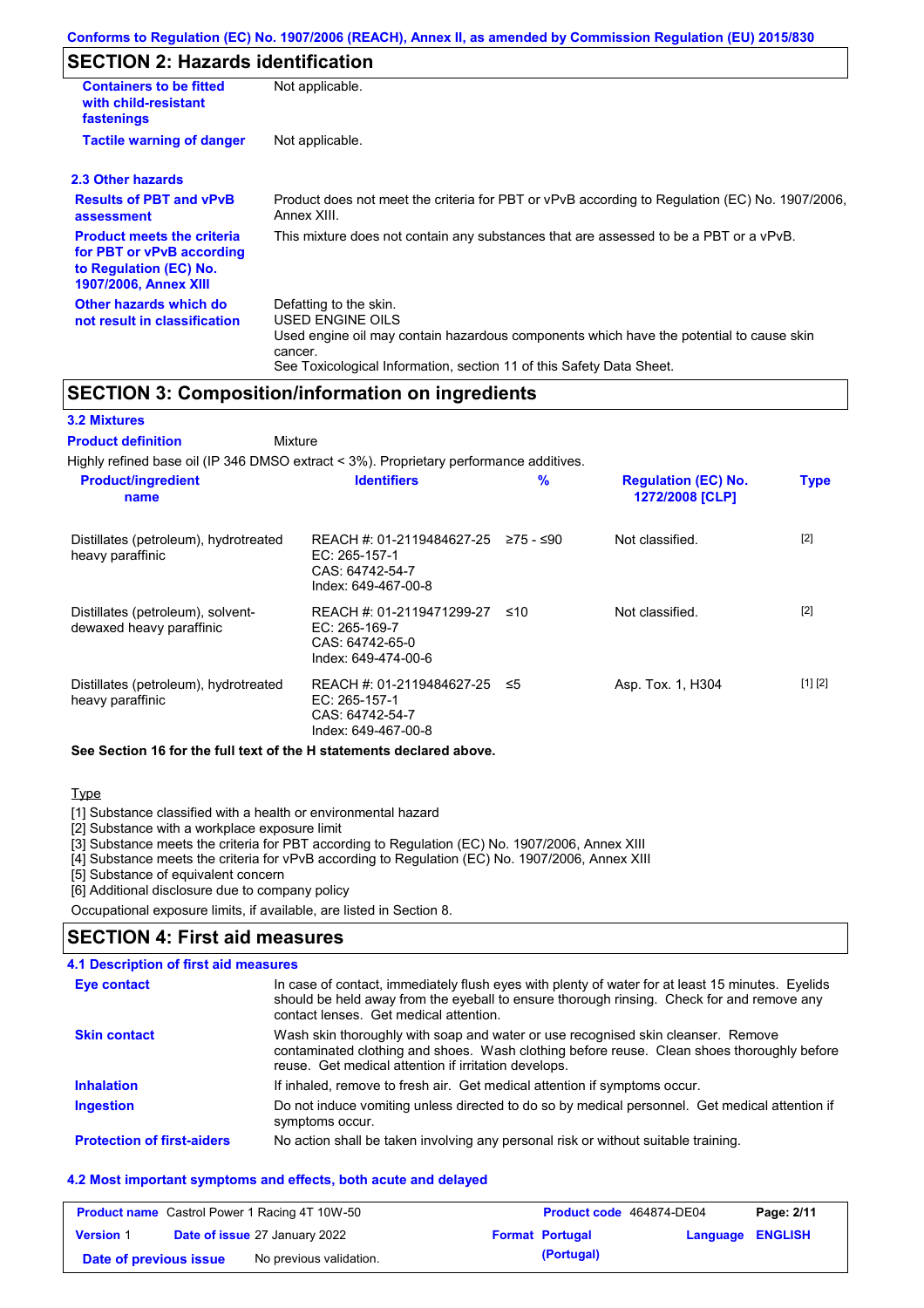Conforms to Regulation (EC) No. 1907/2006 (REACH), Annex II, as amended by Commission Regulation (EU) 2015/830

## SECTION 2: Hazards identification

| | |
|---|---|
| **Containers to be fitted with child-resistant fastenings** | Not applicable. |
| **Tactile warning of danger** | Not applicable. |

### 2.3 Other hazards

| | |
|---|---|
| **Results of PBT and vPvB assessment** | Product does not meet the criteria for PBT or vPvB according to Regulation (EC) No. 1907/2006, Annex XIII. |
| **Product meets the criteria for PBT or vPvB according to Regulation (EC) No. 1907/2006, Annex XIII** | This mixture does not contain any substances that are assessed to be a PBT or a vPvB. |
| **Other hazards which do not result in classification** | Defatting to the skin.<br>USED ENGINE OILS<br>Used engine oil may contain hazardous components which have the potential to cause skin cancer.<br>See Toxicological Information, section 11 of this Safety Data Sheet. |

## SECTION 3: Composition/information on ingredients

### 3.2 Mixtures

**Product definition** Mixture

Highly refined base oil (IP 346 DMSO extract < 3%). Proprietary performance additives.

| Product/ingredient name | Identifiers | % | Regulation (EC) No. 1272/2008 [CLP] | Type |
|---|---|---|---|---|
| Distillates (petroleum), hydrotreated heavy paraffinic | REACH #: 01-2119484627-25<br>EC: 265-157-1<br>CAS: 64742-54-7<br>Index: 649-467-00-8 | ≥75 - ≤90 | Not classified. | [2] |
| Distillates (petroleum), solvent-dewaxed heavy paraffinic | REACH #: 01-2119471299-27<br>EC: 265-169-7<br>CAS: 64742-65-0<br>Index: 649-474-00-6 | ≤10 | Not classified. | [2] |
| Distillates (petroleum), hydrotreated heavy paraffinic | REACH #: 01-2119484627-25<br>EC: 265-157-1<br>CAS: 64742-54-7<br>Index: 649-467-00-8 | ≤5 | Asp. Tox. 1, H304 | [1] [2] |

**See Section 16 for the full text of the H statements declared above.**

Type

[1] Substance classified with a health or environmental hazard
[2] Substance with a workplace exposure limit
[3] Substance meets the criteria for PBT according to Regulation (EC) No. 1907/2006, Annex XIII
[4] Substance meets the criteria for vPvB according to Regulation (EC) No. 1907/2006, Annex XIII
[5] Substance of equivalent concern
[6] Additional disclosure due to company policy

Occupational exposure limits, if available, are listed in Section 8.

## SECTION 4: First aid measures

### 4.1 Description of first aid measures

| | |
|---|---|
| **Eye contact** | In case of contact, immediately flush eyes with plenty of water for at least 15 minutes. Eyelids should be held away from the eyeball to ensure thorough rinsing. Check for and remove any contact lenses. Get medical attention. |
| **Skin contact** | Wash skin thoroughly with soap and water or use recognised skin cleanser. Remove contaminated clothing and shoes. Wash clothing before reuse. Clean shoes thoroughly before reuse. Get medical attention if irritation develops. |
| **Inhalation** | If inhaled, remove to fresh air. Get medical attention if symptoms occur. |
| **Ingestion** | Do not induce vomiting unless directed to do so by medical personnel. Get medical attention if symptoms occur. |
| **Protection of first-aiders** | No action shall be taken involving any personal risk or without suitable training. |

### 4.2 Most important symptoms and effects, both acute and delayed

| | | | |
|---|---|---|---|
| **Product name** Castrol Power 1 Racing 4T 10W-50 | | **Product code** 464874-DE04 | |
| **Version** 1 | **Date of issue** 27 January 2022 | **Format** Portugal (Portugal) | **Language** ENGLISH |
| **Date of previous issue** | No previous validation. | | |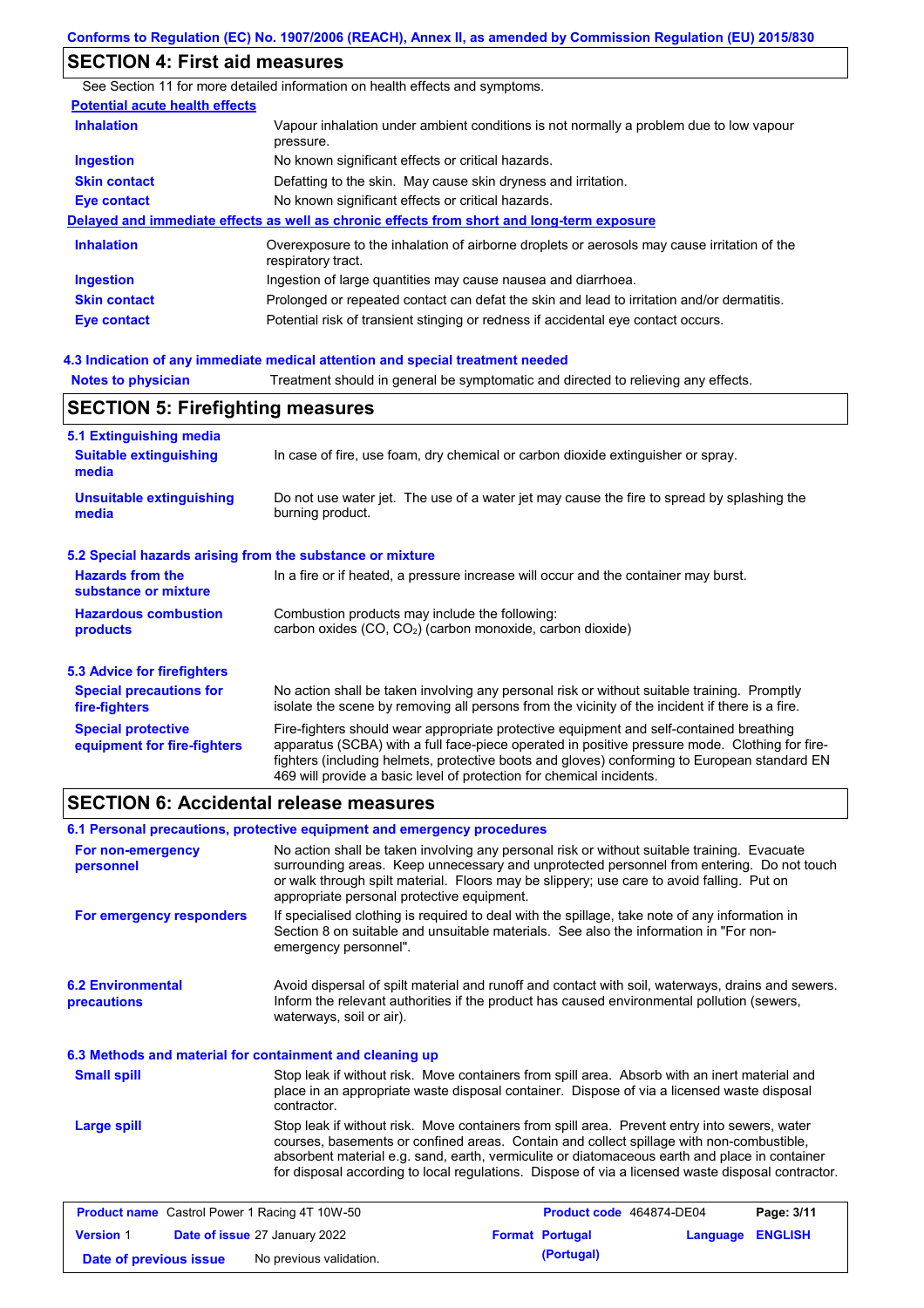## SECTION 4: First aid measures

See Section 11 for more detailed information on health effects and symptoms.

### Potential acute health effects

| | |
|---|---|
| **Inhalation** | Vapour inhalation under ambient conditions is not normally a problem due to low vapour pressure. |
| **Ingestion** | No known significant effects or critical hazards. |
| **Skin contact** | Defatting to the skin. May cause skin dryness and irritation. |
| **Eye contact** | No known significant effects or critical hazards. |

### Delayed and immediate effects as well as chronic effects from short and long-term exposure

| | |
|---|---|
| **Inhalation** | Overexposure to the inhalation of airborne droplets or aerosols may cause irritation of the respiratory tract. |
| **Ingestion** | Ingestion of large quantities may cause nausea and diarrhoea. |
| **Skin contact** | Prolonged or repeated contact can defat the skin and lead to irritation and/or dermatitis. |
| **Eye contact** | Potential risk of transient stinging or redness if accidental eye contact occurs. |

### 4.3 Indication of any immediate medical attention and special treatment needed

| | |
|---|---|
| **Notes to physician** | Treatment should in general be symptomatic and directed to relieving any effects. |

## SECTION 5: Firefighting measures

### 5.1 Extinguishing media

| | |
|---|---|
| **Suitable extinguishing media** | In case of fire, use foam, dry chemical or carbon dioxide extinguisher or spray. |
| **Unsuitable extinguishing media** | Do not use water jet. The use of a water jet may cause the fire to spread by splashing the burning product. |

### 5.2 Special hazards arising from the substance or mixture

| | |
|---|---|
| **Hazards from the substance or mixture** | In a fire or if heated, a pressure increase will occur and the container may burst. |
| **Hazardous combustion products** | Combustion products may include the following: carbon oxides (CO, $CO_2$) (carbon monoxide, carbon dioxide) |

### 5.3 Advice for firefighters

| | |
|---|---|
| **Special precautions for fire-fighters** | No action shall be taken involving any personal risk or without suitable training. Promptly isolate the scene by removing all persons from the vicinity of the incident if there is a fire. |
| **Special protective equipment for fire-fighters** | Fire-fighters should wear appropriate protective equipment and self-contained breathing apparatus (SCBA) with a full face-piece operated in positive pressure mode. Clothing for fire-fighters (including helmets, protective boots and gloves) conforming to European standard EN 469 will provide a basic level of protection for chemical incidents. |

## SECTION 6: Accidental release measures

### 6.1 Personal precautions, protective equipment and emergency procedures

| | |
|---|---|
| **For non-emergency personnel** | No action shall be taken involving any personal risk or without suitable training. Evacuate surrounding areas. Keep unnecessary and unprotected personnel from entering. Do not touch or walk through spilt material. Floors may be slippery; use care to avoid falling. Put on appropriate personal protective equipment. |
| **For emergency responders** | If specialised clothing is required to deal with the spillage, take note of any information in Section 8 on suitable and unsuitable materials. See also the information in "For non-emergency personnel". |

| | |
|---|---|
| **6.2 Environmental precautions** | Avoid dispersal of spilt material and runoff and contact with soil, waterways, drains and sewers. Inform the relevant authorities if the product has caused environmental pollution (sewers, waterways, soil or air). |

### 6.3 Methods and material for containment and cleaning up

| | |
|---|---|
| **Small spill** | Stop leak if without risk. Move containers from spill area. Absorb with an inert material and place in an appropriate waste disposal container. Dispose of via a licensed waste disposal contractor. |
| **Large spill** | Stop leak if without risk. Move containers from spill area. Prevent entry into sewers, water courses, basements or confined areas. Contain and collect spillage with non-combustible, absorbent material e.g. sand, earth, vermiculite or diatomaceous earth and place in container for disposal according to local regulations. Dispose of via a licensed waste disposal contractor. |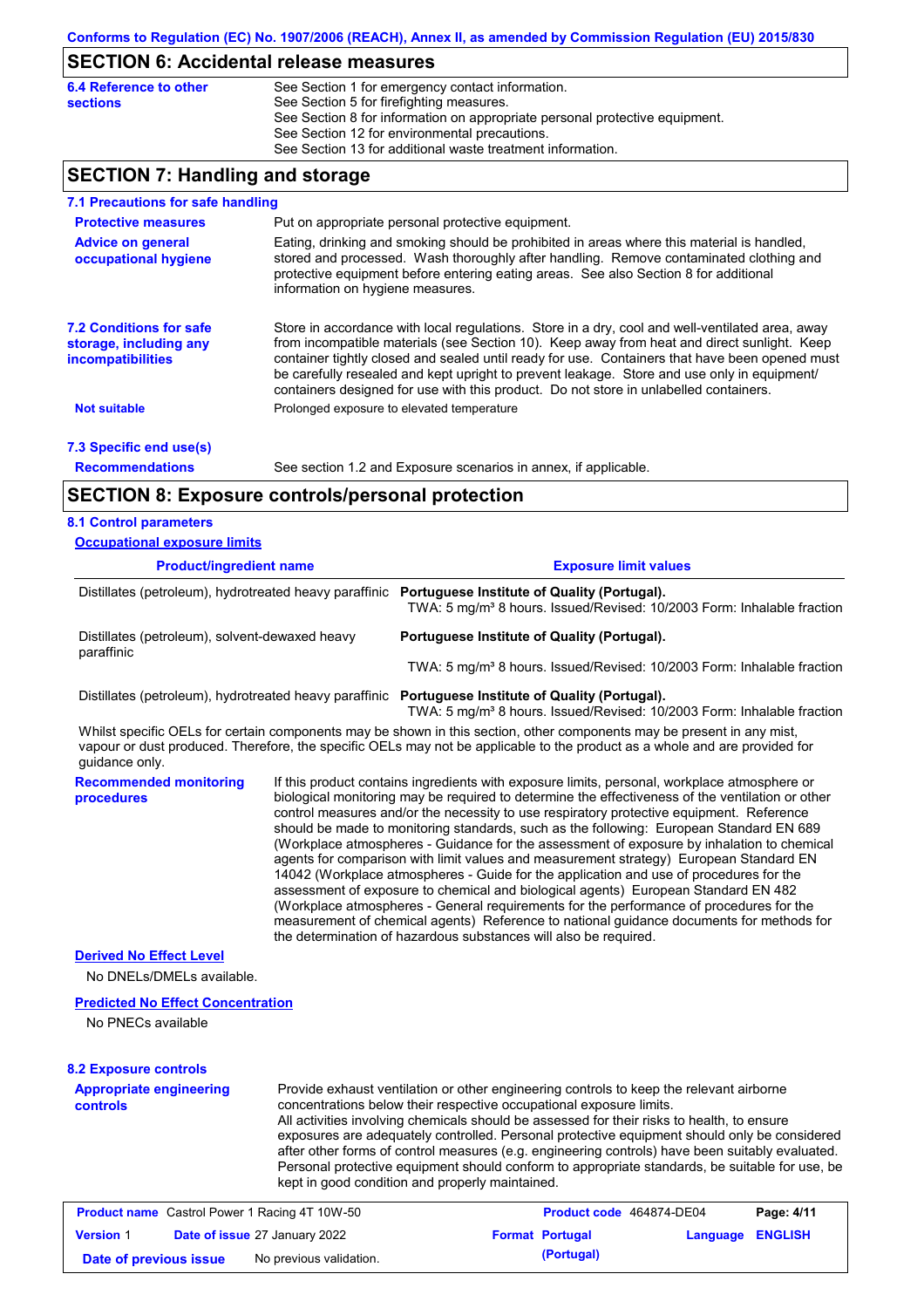## SECTION 6: Accidental release measures

**6.4 Reference to other sections**

See Section 1 for emergency contact information.
See Section 5 for firefighting measures.
See Section 8 for information on appropriate personal protective equipment.
See Section 12 for environmental precautions.
See Section 13 for additional waste treatment information.

## SECTION 7: Handling and storage

### 7.1 Precautions for safe handling

**Protective measures**

Put on appropriate personal protective equipment.

**Advice on general occupational hygiene**

Eating, drinking and smoking should be prohibited in areas where this material is handled, stored and processed. Wash thoroughly after handling. Remove contaminated clothing and protective equipment before entering eating areas. See also Section 8 for additional information on hygiene measures.

### 7.2 Conditions for safe storage, including any incompatibilities

Store in accordance with local regulations. Store in a dry, cool and well-ventilated area, away from incompatible materials (see Section 10). Keep away from heat and direct sunlight. Keep container tightly closed and sealed until ready for use. Containers that have been opened must be carefully resealed and kept upright to prevent leakage. Store and use only in equipment/containers designed for use with this product. Do not store in unlabelled containers.

**Not suitable**

Prolonged exposure to elevated temperature

### 7.3 Specific end use(s)

**Recommendations**

See section 1.2 and Exposure scenarios in annex, if applicable.

## SECTION 8: Exposure controls/personal protection

### 8.1 Control parameters

**Occupational exposure limits**

| Product/ingredient name | Exposure limit values |
|---|---|
| Distillates (petroleum), hydrotreated heavy paraffinic | **Portuguese Institute of Quality (Portugal).** TWA: 5 mg/m³ 8 hours. Issued/Revised: 10/2003 Form: Inhalable fraction |
| Distillates (petroleum), solvent-dewaxed heavy paraffinic | **Portuguese Institute of Quality (Portugal).** TWA: 5 mg/m³ 8 hours. Issued/Revised: 10/2003 Form: Inhalable fraction |
| Distillates (petroleum), hydrotreated heavy paraffinic | **Portuguese Institute of Quality (Portugal).** TWA: 5 mg/m³ 8 hours. Issued/Revised: 10/2003 Form: Inhalable fraction |

Whilst specific OELs for certain components may be shown in this section, other components may be present in any mist, vapour or dust produced. Therefore, the specific OELs may not be applicable to the product as a whole and are provided for guidance only.

**Recommended monitoring procedures**

If this product contains ingredients with exposure limits, personal, workplace atmosphere or biological monitoring may be required to determine the effectiveness of the ventilation or other control measures and/or the necessity to use respiratory protective equipment. Reference should be made to monitoring standards, such as the following: European Standard EN 689 (Workplace atmospheres - Guidance for the assessment of exposure by inhalation to chemical agents for comparison with limit values and measurement strategy) European Standard EN 14042 (Workplace atmospheres - Guide for the application and use of procedures for the assessment of exposure to chemical and biological agents) European Standard EN 482 (Workplace atmospheres - General requirements for the performance of procedures for the measurement of chemical agents) Reference to national guidance documents for methods for the determination of hazardous substances will also be required.

**Derived No Effect Level**

No DNELs/DMELs available.

**Predicted No Effect Concentration**

No PNECs available

### 8.2 Exposure controls

**Appropriate engineering controls**

Provide exhaust ventilation or other engineering controls to keep the relevant airborne concentrations below their respective occupational exposure limits.
All activities involving chemicals should be assessed for their risks to health, to ensure exposures are adequately controlled. Personal protective equipment should only be considered after other forms of control measures (e.g. engineering controls) have been suitably evaluated. Personal protective equipment should conform to appropriate standards, be suitable for use, be kept in good condition and properly maintained.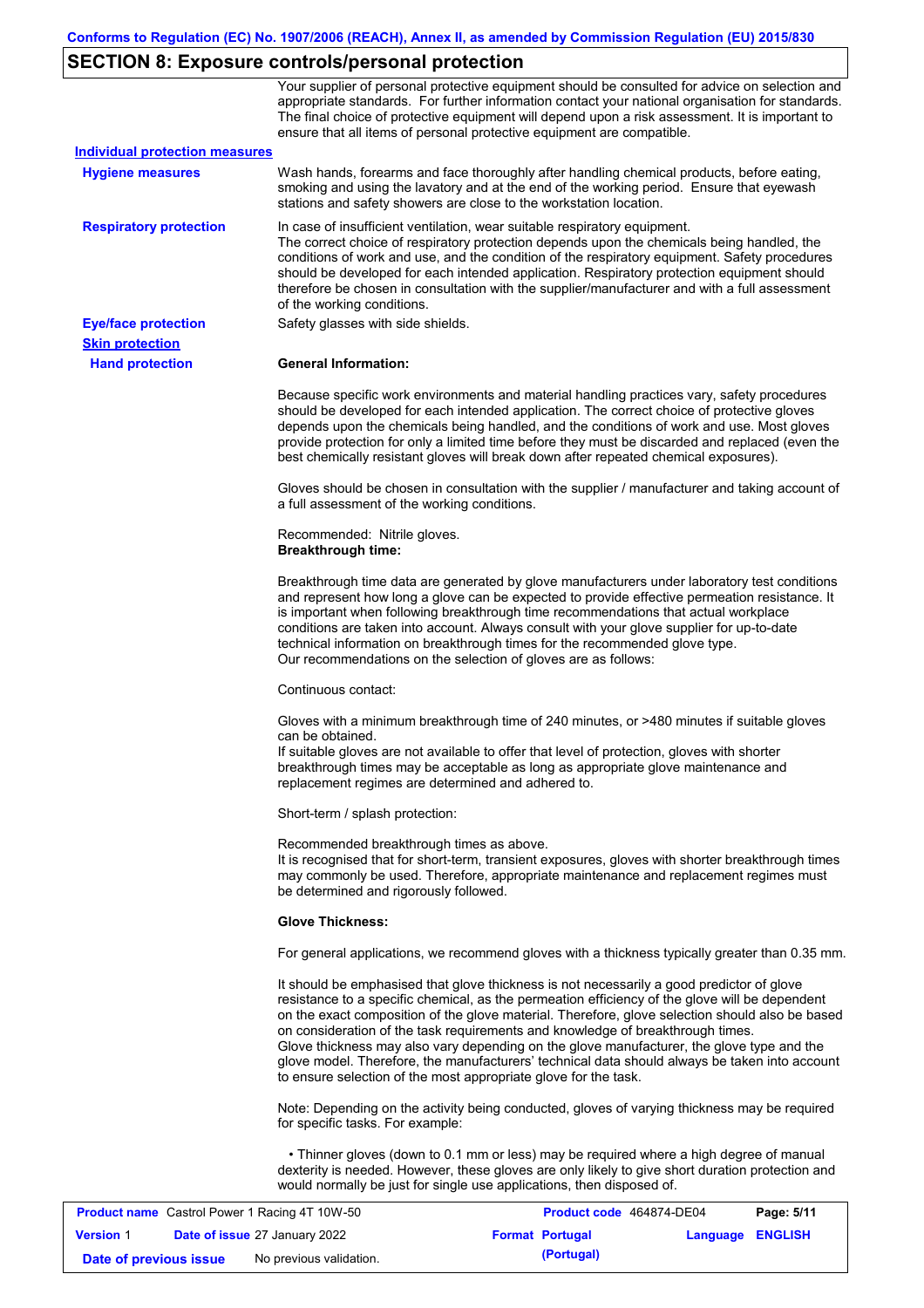## SECTION 8: Exposure controls/personal protection

Your supplier of personal protective equipment should be consulted for advice on selection and appropriate standards. For further information contact your national organisation for standards. The final choice of protective equipment will depend upon a risk assessment. It is important to ensure that all items of personal protective equipment are compatible.

### Individual protection measures

**Hygiene measures**

Wash hands, forearms and face thoroughly after handling chemical products, before eating, smoking and using the lavatory and at the end of the working period. Ensure that eyewash stations and safety showers are close to the workstation location.

**Respiratory protection**

In case of insufficient ventilation, wear suitable respiratory equipment.
The correct choice of respiratory protection depends upon the chemicals being handled, the conditions of work and use, and the condition of the respiratory equipment. Safety procedures should be developed for each intended application. Respiratory protection equipment should therefore be chosen in consultation with the supplier/manufacturer and with a full assessment of the working conditions.

**Eye/face protection**

Safety glasses with side shields.

**Skin protection**

**Hand protection**

**General Information:**

Because specific work environments and material handling practices vary, safety procedures should be developed for each intended application. The correct choice of protective gloves depends upon the chemicals being handled, and the conditions of work and use. Most gloves provide protection for only a limited time before they must be discarded and replaced (even the best chemically resistant gloves will break down after repeated chemical exposures).

Gloves should be chosen in consultation with the supplier / manufacturer and taking account of a full assessment of the working conditions.

Recommended: Nitrile gloves.
**Breakthrough time:**

Breakthrough time data are generated by glove manufacturers under laboratory test conditions and represent how long a glove can be expected to provide effective permeation resistance. It is important when following breakthrough time recommendations that actual workplace conditions are taken into account. Always consult with your glove supplier for up-to-date technical information on breakthrough times for the recommended glove type.
Our recommendations on the selection of gloves are as follows:

Continuous contact:

Gloves with a minimum breakthrough time of 240 minutes, or >480 minutes if suitable gloves can be obtained.
If suitable gloves are not available to offer that level of protection, gloves with shorter breakthrough times may be acceptable as long as appropriate glove maintenance and replacement regimes are determined and adhered to.

Short-term / splash protection:

Recommended breakthrough times as above.
It is recognised that for short-term, transient exposures, gloves with shorter breakthrough times may commonly be used. Therefore, appropriate maintenance and replacement regimes must be determined and rigorously followed.

**Glove Thickness:**

For general applications, we recommend gloves with a thickness typically greater than 0.35 mm.

It should be emphasised that glove thickness is not necessarily a good predictor of glove resistance to a specific chemical, as the permeation efficiency of the glove will be dependent on the exact composition of the glove material. Therefore, glove selection should also be based on consideration of the task requirements and knowledge of breakthrough times.
Glove thickness may also vary depending on the glove manufacturer, the glove type and the glove model. Therefore, the manufacturers' technical data should always be taken into account to ensure selection of the most appropriate glove for the task.

Note: Depending on the activity being conducted, gloves of varying thickness may be required for specific tasks. For example:

- Thinner gloves (down to 0.1 mm or less) may be required where a high degree of manual dexterity is needed. However, these gloves are only likely to give short duration protection and would normally be just for single use applications, then disposed of.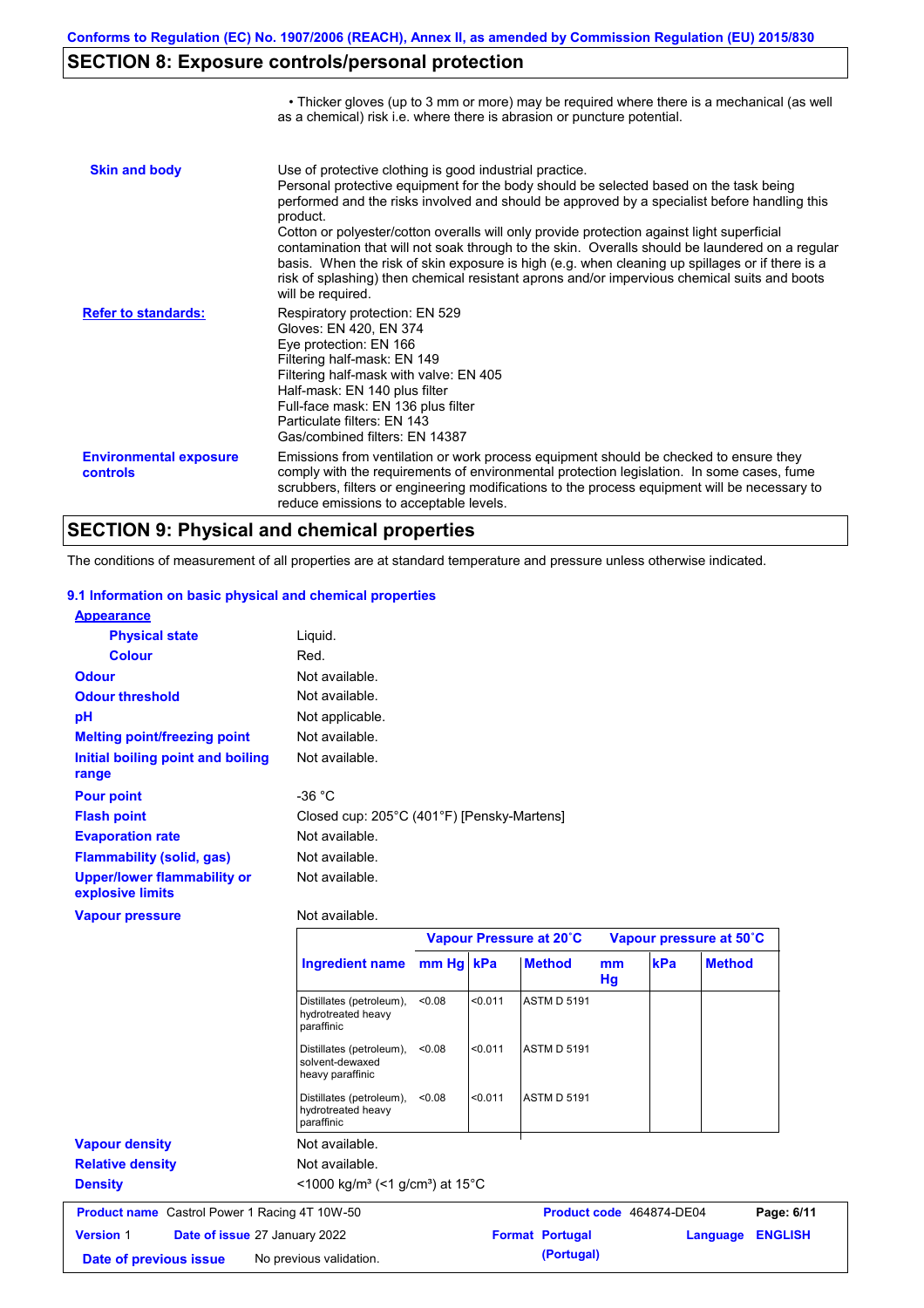## SECTION 8: Exposure controls/personal protection

• Thicker gloves (up to 3 mm or more) may be required where there is a mechanical (as well as a chemical) risk i.e. where there is abrasion or puncture potential.

**Skin and body**

Use of protective clothing is good industrial practice.
Personal protective equipment for the body should be selected based on the task being performed and the risks involved and should be approved by a specialist before handling this product.
Cotton or polyester/cotton overalls will only provide protection against light superficial contamination that will not soak through to the skin. Overalls should be laundered on a regular basis. When the risk of skin exposure is high (e.g. when cleaning up spillages or if there is a risk of splashing) then chemical resistant aprons and/or impervious chemical suits and boots will be required.

**Refer to standards:**

Respiratory protection: EN 529
Gloves: EN 420, EN 374
Eye protection: EN 166
Filtering half-mask: EN 149
Filtering half-mask with valve: EN 405
Half-mask: EN 140 plus filter
Full-face mask: EN 136 plus filter
Particulate filters: EN 143
Gas/combined filters: EN 14387

**Environmental exposure controls**

Emissions from ventilation or work process equipment should be checked to ensure they comply with the requirements of environmental protection legislation. In some cases, fume scrubbers, filters or engineering modifications to the process equipment will be necessary to reduce emissions to acceptable levels.

## SECTION 9: Physical and chemical properties

The conditions of measurement of all properties are at standard temperature and pressure unless otherwise indicated.

### 9.1 Information on basic physical and chemical properties

**Appearance**

| | |
|---|---|
| **Physical state** | Liquid. |
| **Colour** | Red. |
| **Odour** | Not available. |
| **Odour threshold** | Not available. |
| **pH** | Not applicable. |
| **Melting point/freezing point** | Not available. |
| **Initial boiling point and boiling range** | Not available. |
| **Pour point** | -36 °C |
| **Flash point** | Closed cup: 205°C (401°F) [Pensky-Martens] |
| **Evaporation rate** | Not available. |
| **Flammability (solid, gas)** | Not available. |
| **Upper/lower flammability or explosive limits** | Not available. |
| **Vapour pressure** | Not available. |

| | Vapour Pressure at 20˚C | | | Vapour pressure at 50˚C | | |
|---|---|---|---|---|---|---|
| **Ingredient name** | **mm Hg** | **kPa** | **Method** | **mm Hg** | **kPa** | **Method** |
| Distillates (petroleum), hydrotreated heavy paraffinic | <0.08 | <0.011 | ASTM D 5191 | | | |
| Distillates (petroleum), solvent-dewaxed heavy paraffinic | <0.08 | <0.011 | ASTM D 5191 | | | |
| Distillates (petroleum), hydrotreated heavy paraffinic | <0.08 | <0.011 | ASTM D 5191 | | | |

| | |
|---|---|
| **Vapour density** | Not available. |
| **Relative density** | Not available. |
| **Density** | <1000 kg/m³ (<1 g/cm³) at 15°C |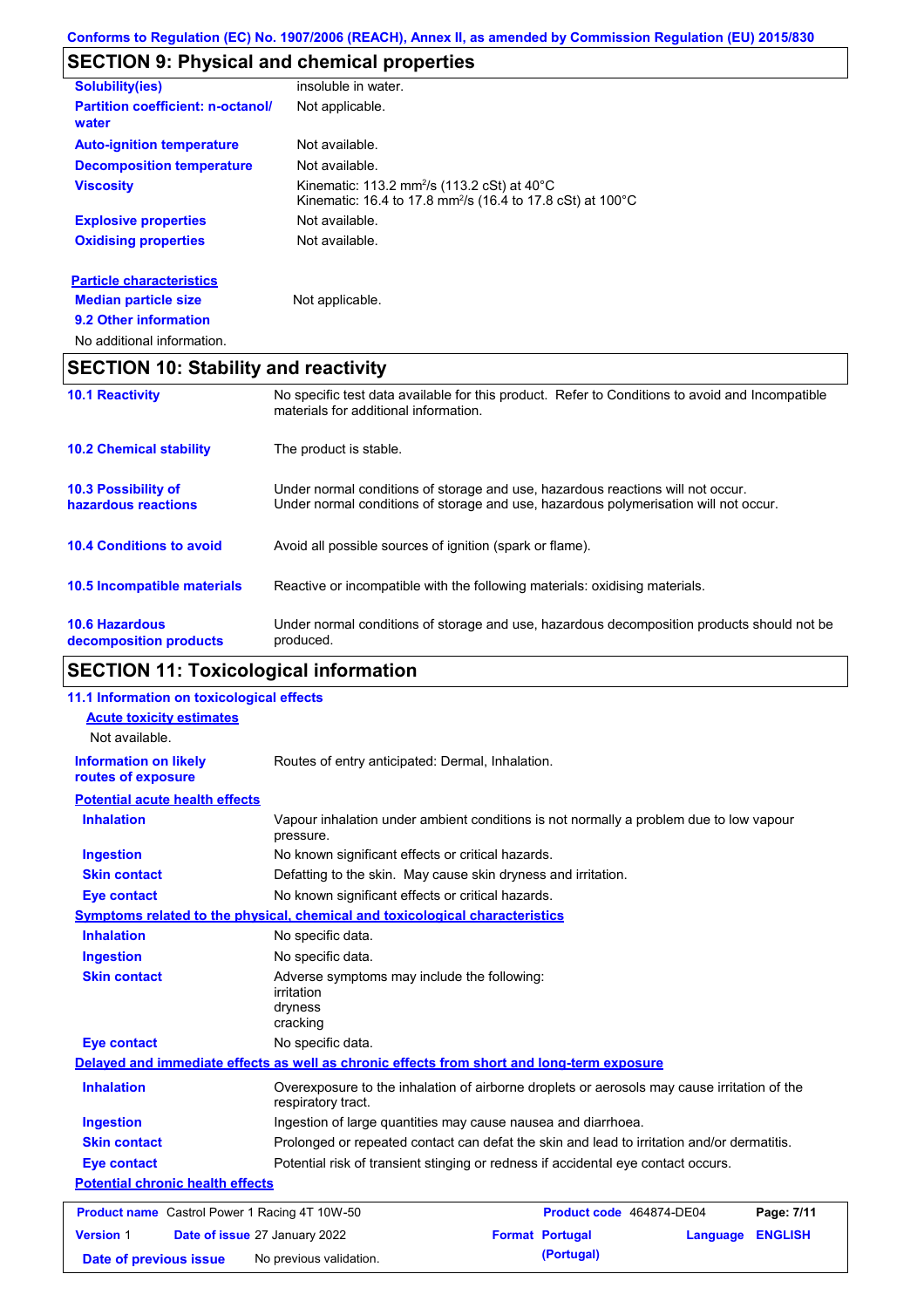## SECTION 9: Physical and chemical properties

| | |
|---|---|
| **Solubility(ies)** | insoluble in water. |
| **Partition coefficient: n-octanol/ water** | Not applicable. |
| **Auto-ignition temperature** | Not available. |
| **Decomposition temperature** | Not available. |
| **Viscosity** | Kinematic: 113.2 $mm^2/s$ (113.2 cSt) at 40°C<br>Kinematic: 16.4 to 17.8 $mm^2/s$ (16.4 to 17.8 cSt) at 100°C |
| **Explosive properties** | Not available. |
| **Oxidising properties** | Not available. |

**Particle characteristics**

| | |
|---|---|
| **Median particle size** | Not applicable. |

**9.2 Other information**

No additional information.

## SECTION 10: Stability and reactivity

| | |
|---|---|
| **10.1 Reactivity** | No specific test data available for this product. Refer to Conditions to avoid and Incompatible materials for additional information. |
| **10.2 Chemical stability** | The product is stable. |
| **10.3 Possibility of hazardous reactions** | Under normal conditions of storage and use, hazardous reactions will not occur.<br>Under normal conditions of storage and use, hazardous polymerisation will not occur. |
| **10.4 Conditions to avoid** | Avoid all possible sources of ignition (spark or flame). |
| **10.5 Incompatible materials** | Reactive or incompatible with the following materials: oxidising materials. |
| **10.6 Hazardous decomposition products** | Under normal conditions of storage and use, hazardous decomposition products should not be produced. |

## SECTION 11: Toxicological information

**11.1 Information on toxicological effects**

**Acute toxicity estimates**

Not available.

| | |
|---|---|
| **Information on likely routes of exposure** | Routes of entry anticipated: Dermal, Inhalation. |

**Potential acute health effects**

| | |
|---|---|
| **Inhalation** | Vapour inhalation under ambient conditions is not normally a problem due to low vapour pressure. |
| **Ingestion** | No known significant effects or critical hazards. |
| **Skin contact** | Defatting to the skin. May cause skin dryness and irritation. |
| **Eye contact** | No known significant effects or critical hazards. |

**Symptoms related to the physical, chemical and toxicological characteristics**

| | |
|---|---|
| **Inhalation** | No specific data. |
| **Ingestion** | No specific data. |
| **Skin contact** | Adverse symptoms may include the following:<br>irritation<br>dryness<br>cracking |
| **Eye contact** | No specific data. |

**Delayed and immediate effects as well as chronic effects from short and long-term exposure**

| | |
|---|---|
| **Inhalation** | Overexposure to the inhalation of airborne droplets or aerosols may cause irritation of the respiratory tract. |
| **Ingestion** | Ingestion of large quantities may cause nausea and diarrhoea. |
| **Skin contact** | Prolonged or repeated contact can defat the skin and lead to irritation and/or dermatitis. |
| **Eye contact** | Potential risk of transient stinging or redness if accidental eye contact occurs. |

**Potential chronic health effects**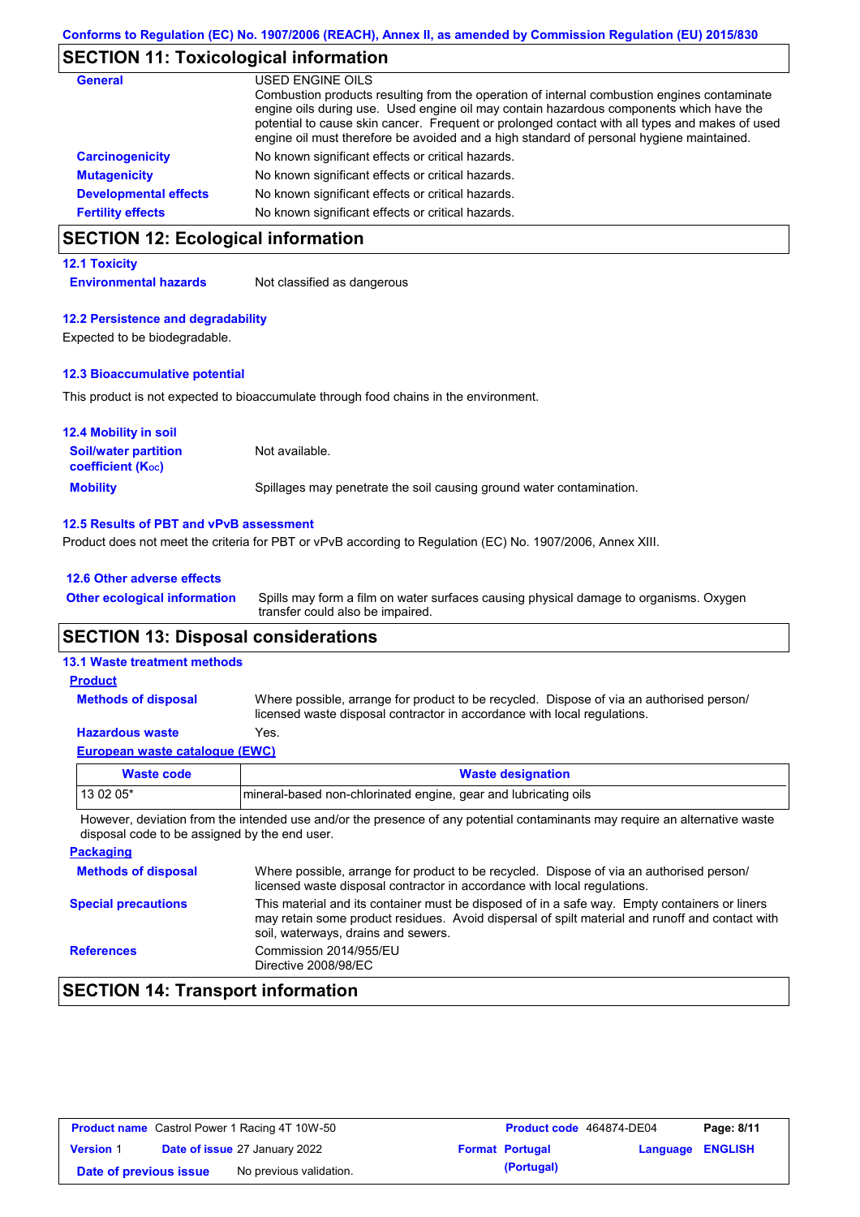## SECTION 11: Toxicological information

**General**

USED ENGINE OILS
Combustion products resulting from the operation of internal combustion engines contaminate engine oils during use. Used engine oil may contain hazardous components which have the potential to cause skin cancer. Frequent or prolonged contact with all types and makes of used engine oil must therefore be avoided and a high standard of personal hygiene maintained.

**Carcinogenicity**: No known significant effects or critical hazards.

**Mutagenicity**: No known significant effects or critical hazards.

**Developmental effects**: No known significant effects or critical hazards.

**Fertility effects**: No known significant effects or critical hazards.

## SECTION 12: Ecological information

### 12.1 Toxicity

**Environmental hazards**: Not classified as dangerous

### 12.2 Persistence and degradability

Expected to be biodegradable.

### 12.3 Bioaccumulative potential

This product is not expected to bioaccumulate through food chains in the environment.

### 12.4 Mobility in soil

**Soil/water partition coefficient ($K_{OC}$)**: Not available.

**Mobility**: Spillages may penetrate the soil causing ground water contamination.

### 12.5 Results of PBT and vPvB assessment

Product does not meet the criteria for PBT or vPvB according to Regulation (EC) No. 1907/2006, Annex XIII.

### 12.6 Other adverse effects

**Other ecological information**: Spills may form a film on water surfaces causing physical damage to organisms. Oxygen transfer could also be impaired.

## SECTION 13: Disposal considerations

### 13.1 Waste treatment methods

**Product**

**Methods of disposal**: Where possible, arrange for product to be recycled. Dispose of via an authorised person/ licensed waste disposal contractor in accordance with local regulations.

**Hazardous waste**: Yes.

**European waste catalogue (EWC)**

| Waste code | Waste designation |
|---|---|
| 13 02 05* | mineral-based non-chlorinated engine, gear and lubricating oils |

However, deviation from the intended use and/or the presence of any potential contaminants may require an alternative waste disposal code to be assigned by the end user.

**Packaging**

**Methods of disposal**: Where possible, arrange for product to be recycled. Dispose of via an authorised person/ licensed waste disposal contractor in accordance with local regulations.

**Special precautions**: This material and its container must be disposed of in a safe way. Empty containers or liners may retain some product residues. Avoid dispersal of spilt material and runoff and contact with soil, waterways, drains and sewers.

**References**: Commission 2014/955/EU
Directive 2008/98/EC

## SECTION 14: Transport information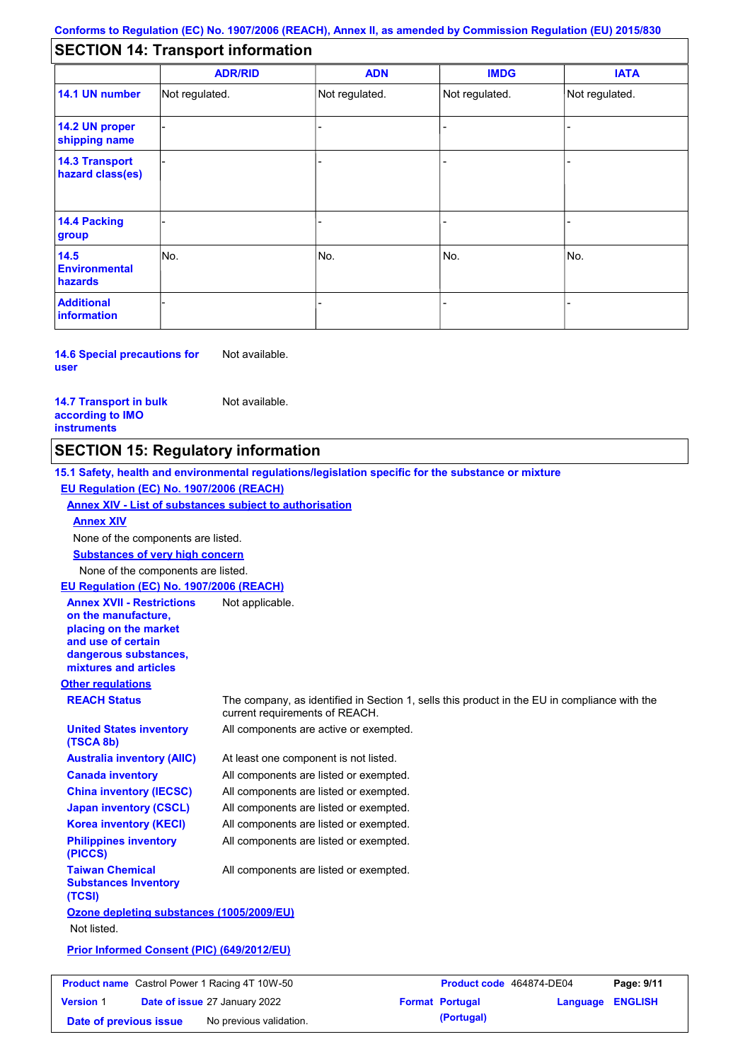## SECTION 14: Transport information

| | ADR/RID | ADN | IMDG | IATA |
|---|---|---|---|---|
| 14.1 UN number | Not regulated. | Not regulated. | Not regulated. | Not regulated. |
| 14.2 UN proper shipping name | - | - | - | - |
| 14.3 Transport hazard class(es) | - | - | - | - |
| 14.4 Packing group | - | - | - | - |
| 14.5 Environmental hazards | No. | No. | No. | No. |
| Additional information | - | - | - | - |

**14.6 Special precautions for user** Not available.

**14.7 Transport in bulk according to IMO instruments** Not available.

## SECTION 15: Regulatory information

**15.1 Safety, health and environmental regulations/legislation specific for the substance or mixture**

**EU Regulation (EC) No. 1907/2006 (REACH)**

**Annex XIV - List of substances subject to authorisation**

**Annex XIV**

None of the components are listed.

**Substances of very high concern**

None of the components are listed.

**EU Regulation (EC) No. 1907/2006 (REACH)**

**Annex XVII - Restrictions on the manufacture, placing on the market and use of certain dangerous substances, mixtures and articles** Not applicable.

**Other regulations**

**REACH Status** The company, as identified in Section 1, sells this product in the EU in compliance with the current requirements of REACH.

**United States inventory (TSCA 8b)** All components are active or exempted.

**Australia inventory (AIIC)** At least one component is not listed.

**Canada inventory** All components are listed or exempted.

**China inventory (IECSC)** All components are listed or exempted.

**Japan inventory (CSCL)** All components are listed or exempted.

**Korea inventory (KECI)** All components are listed or exempted.

**Philippines inventory (PICCS)** All components are listed or exempted.

**Taiwan Chemical Substances Inventory (TCSI)** All components are listed or exempted.

**Ozone depleting substances (1005/2009/EU)**

Not listed.

**Prior Informed Consent (PIC) (649/2012/EU)**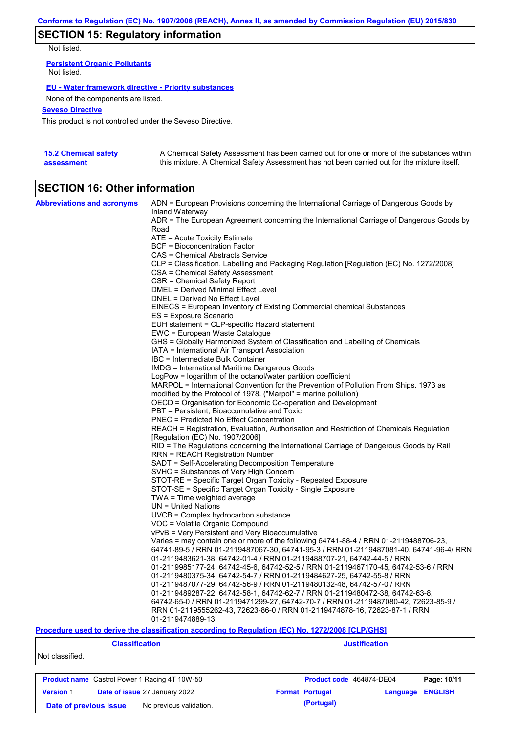## SECTION 15: Regulatory information

Not listed.

**Persistent Organic Pollutants**

Not listed.

**EU - Water framework directive - Priority substances**

None of the components are listed.

**Seveso Directive**

This product is not controlled under the Seveso Directive.

**15.2 Chemical safety assessment**

A Chemical Safety Assessment has been carried out for one or more of the substances within this mixture. A Chemical Safety Assessment has not been carried out for the mixture itself.

## SECTION 16: Other information

**Abbreviations and acronyms**

ADN = European Provisions concerning the International Carriage of Dangerous Goods by Inland Waterway
ADR = The European Agreement concerning the International Carriage of Dangerous Goods by Road
ATE = Acute Toxicity Estimate
BCF = Bioconcentration Factor
CAS = Chemical Abstracts Service
CLP = Classification, Labelling and Packaging Regulation [Regulation (EC) No. 1272/2008]
CSA = Chemical Safety Assessment
CSR = Chemical Safety Report
DMEL = Derived Minimal Effect Level
DNEL = Derived No Effect Level
EINECS = European Inventory of Existing Commercial chemical Substances
ES = Exposure Scenario
EUH statement = CLP-specific Hazard statement
EWC = European Waste Catalogue
GHS = Globally Harmonized System of Classification and Labelling of Chemicals
IATA = International Air Transport Association
IBC = Intermediate Bulk Container
IMDG = International Maritime Dangerous Goods
LogPow = logarithm of the octanol/water partition coefficient
MARPOL = International Convention for the Prevention of Pollution From Ships, 1973 as modified by the Protocol of 1978. ("Marpol" = marine pollution)
OECD = Organisation for Economic Co-operation and Development
PBT = Persistent, Bioaccumulative and Toxic
PNEC = Predicted No Effect Concentration
REACH = Registration, Evaluation, Authorisation and Restriction of Chemicals Regulation [Regulation (EC) No. 1907/2006]
RID = The Regulations concerning the International Carriage of Dangerous Goods by Rail
RRN = REACH Registration Number
SADT = Self-Accelerating Decomposition Temperature
SVHC = Substances of Very High Concern
STOT-RE = Specific Target Organ Toxicity - Repeated Exposure
STOT-SE = Specific Target Organ Toxicity - Single Exposure
TWA = Time weighted average
UN = United Nations
UVCB = Complex hydrocarbon substance
VOC = Volatile Organic Compound
vPvB = Very Persistent and Very Bioaccumulative
Varies = may contain one or more of the following 64741-88-4 / RRN 01-2119488706-23, 64741-89-5 / RRN 01-2119487067-30, 64741-95-3 / RRN 01-2119487081-40, 64741-96-4/ RRN 01-2119483621-38, 64742-01-4 / RRN 01-2119488707-21, 64742-44-5 / RRN 01-2119985177-24, 64742-45-6, 64742-52-5 / RRN 01-2119467170-45, 64742-53-6 / RRN 01-2119480375-34, 64742-54-7 / RRN 01-2119484627-25, 64742-55-8 / RRN 01-2119487077-29, 64742-56-9 / RRN 01-2119480132-48, 64742-57-0 / RRN 01-2119489287-22, 64742-58-1, 64742-62-7 / RRN 01-2119480472-38, 64742-63-8, 64742-65-0 / RRN 01-2119471299-27, 64742-70-7 / RRN 01-2119487080-42, 72623-85-9 / RRN 01-2119555262-43, 72623-86-0 / RRN 01-2119474878-16, 72623-87-1 / RRN 01-2119474889-13

**Procedure used to derive the classification according to Regulation (EC) No. 1272/2008 [CLP/GHS]**

| Classification | Justification |
| --- | --- |
| Not classified. | |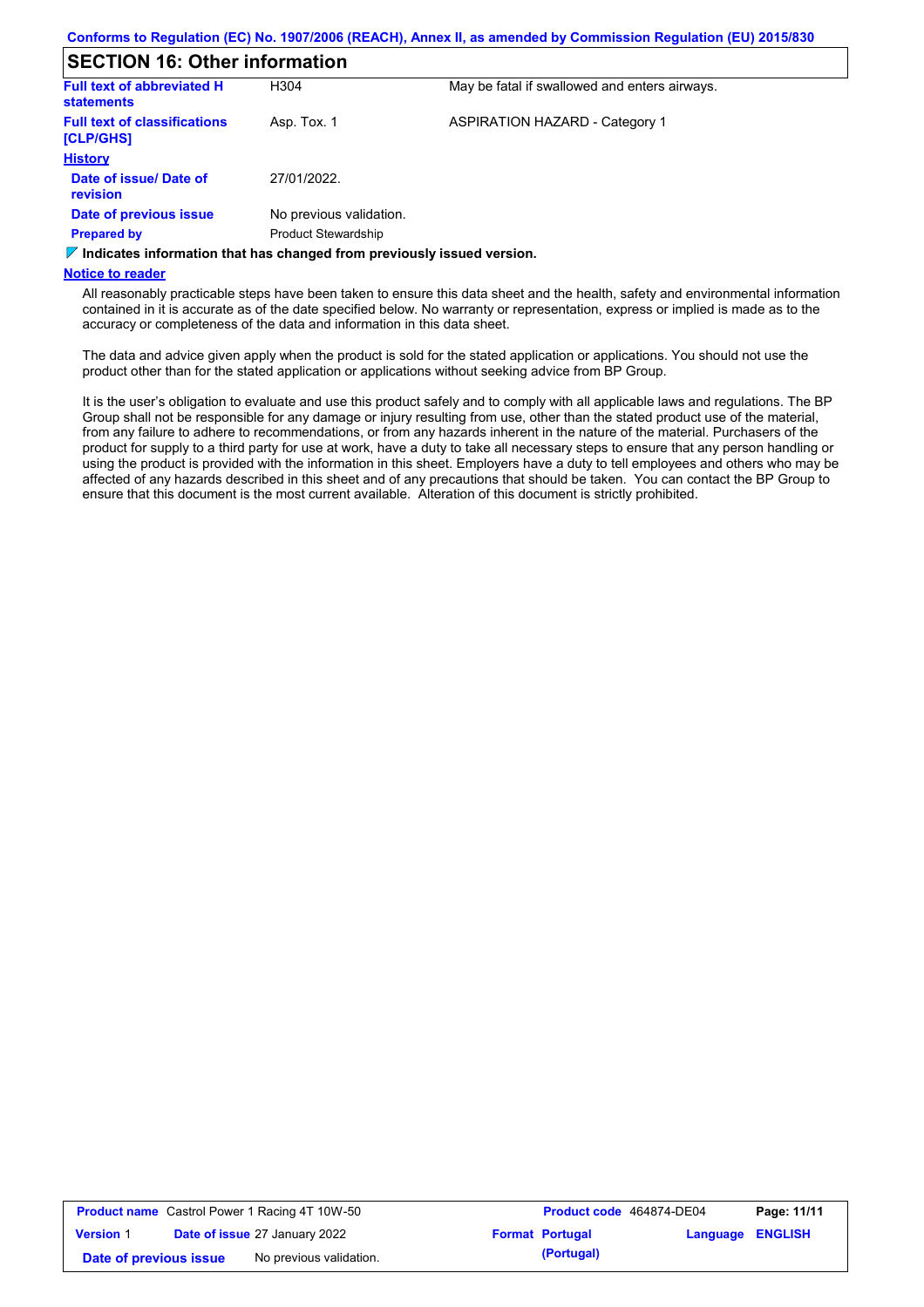## SECTION 16: Other information

| | | |
|---|---|---|
| **Full text of abbreviated H statements** | H304 | May be fatal if swallowed and enters airways. |
| **Full text of classifications [CLP/GHS]** | Asp. Tox. 1 | ASPIRATION HAZARD - Category 1 |

**History**

| | |
|---|---|
| **Date of issue/ Date of revision** | 27/01/2022. |
| **Date of previous issue** | No previous validation. |
| **Prepared by** | Product Stewardship |

**Indicates information that has changed from previously issued version.**

**Notice to reader**

All reasonably practicable steps have been taken to ensure this data sheet and the health, safety and environmental information contained in it is accurate as of the date specified below. No warranty or representation, express or implied is made as to the accuracy or completeness of the data and information in this data sheet.

The data and advice given apply when the product is sold for the stated application or applications. You should not use the product other than for the stated application or applications without seeking advice from BP Group.

It is the user's obligation to evaluate and use this product safely and to comply with all applicable laws and regulations. The BP Group shall not be responsible for any damage or injury resulting from use, other than the stated product use of the material, from any failure to adhere to recommendations, or from any hazards inherent in the nature of the material. Purchasers of the product for supply to a third party for use at work, have a duty to take all necessary steps to ensure that any person handling or using the product is provided with the information in this sheet. Employers have a duty to tell employees and others who may be affected of any hazards described in this sheet and of any precautions that should be taken. You can contact the BP Group to ensure that this document is the most current available. Alteration of this document is strictly prohibited.